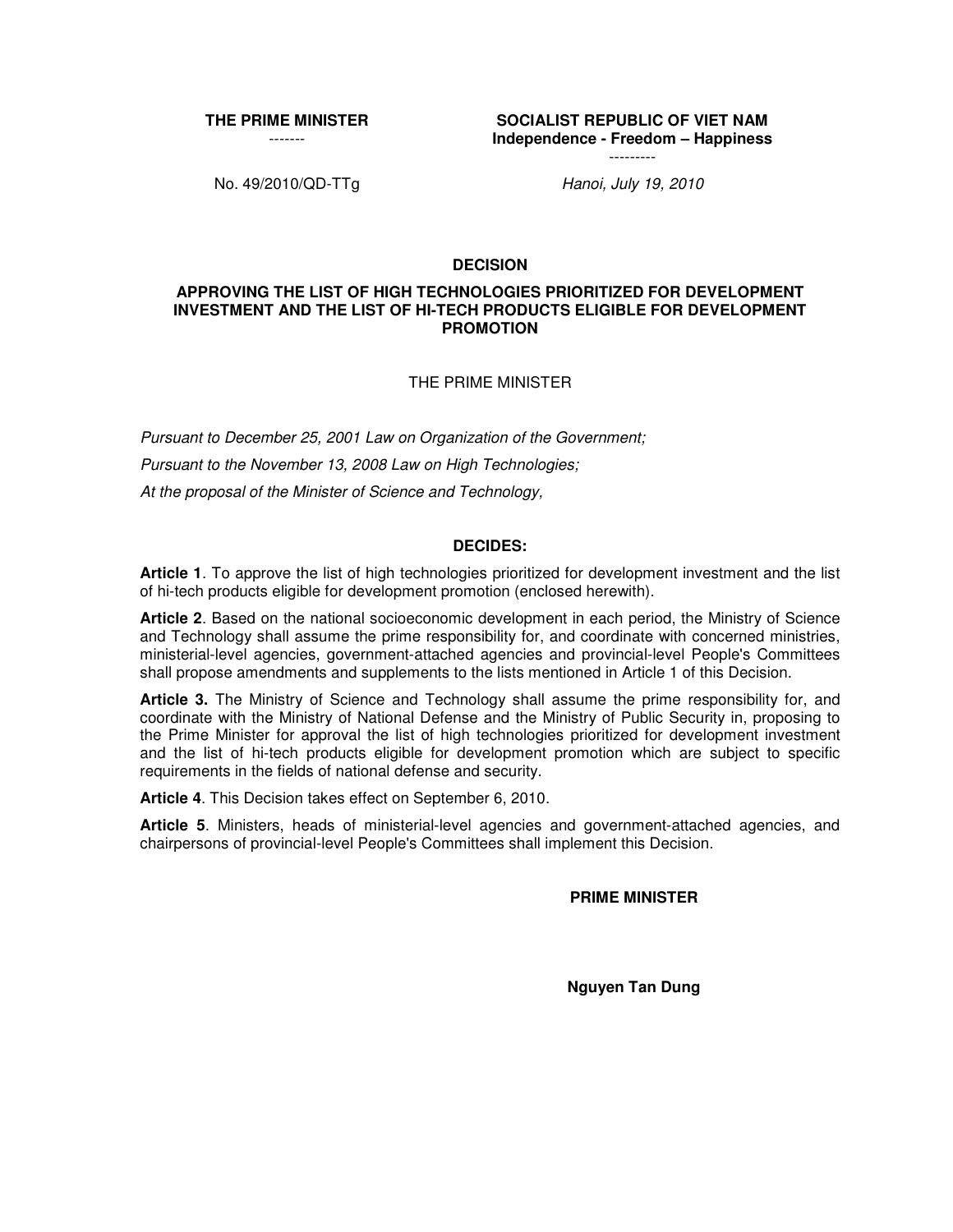**THE PRIME MINISTER**

-------

No. 49/2010/QD-TTg

**SOCIALIST REPUBLIC OF VIET NAM**
**Independence - Freedom – Happiness**

---------

*Hanoi, July 19, 2010*

## DECISION

## APPROVING THE LIST OF HIGH TECHNOLOGIES PRIORITIZED FOR DEVELOPMENT INVESTMENT AND THE LIST OF HI-TECH PRODUCTS ELIGIBLE FOR DEVELOPMENT PROMOTION

THE PRIME MINISTER

*Pursuant to December 25, 2001 Law on Organization of the Government;*

*Pursuant to the November 13, 2008 Law on High Technologies;*

*At the proposal of the Minister of Science and Technology,*

**DECIDES:**

**Article 1**. To approve the list of high technologies prioritized for development investment and the list of hi-tech products eligible for development promotion (enclosed herewith).

**Article 2**. Based on the national socioeconomic development in each period, the Ministry of Science and Technology shall assume the prime responsibility for, and coordinate with concerned ministries, ministerial-level agencies, government-attached agencies and provincial-level People's Committees shall propose amendments and supplements to the lists mentioned in Article 1 of this Decision.

**Article 3.** The Ministry of Science and Technology shall assume the prime responsibility for, and coordinate with the Ministry of National Defense and the Ministry of Public Security in, proposing to the Prime Minister for approval the list of high technologies prioritized for development investment and the list of hi-tech products eligible for development promotion which are subject to specific requirements in the fields of national defense and security.

**Article 4**. This Decision takes effect on September 6, 2010.

**Article 5**. Ministers, heads of ministerial-level agencies and government-attached agencies, and chairpersons of provincial-level People's Committees shall implement this Decision.

**PRIME MINISTER**

**Nguyen Tan Dung**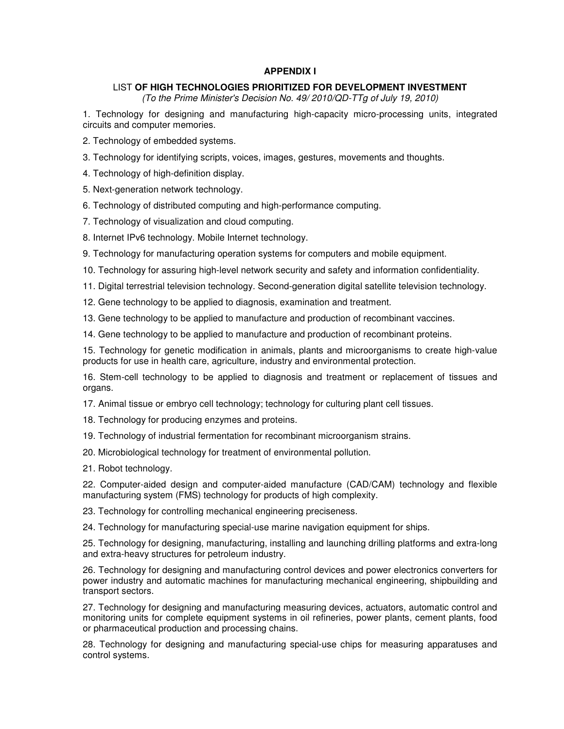**APPENDIX I**

LIST **OF HIGH TECHNOLOGIES PRIORITIZED FOR DEVELOPMENT INVESTMENT**

*(To the Prime Minister's Decision No. 49/ 2010/QD-TTg of July 19, 2010)*

1. Technology for designing and manufacturing high-capacity micro-processing units, integrated circuits and computer memories.

2. Technology of embedded systems.

3. Technology for identifying scripts, voices, images, gestures, movements and thoughts.

4. Technology of high-definition display.

5. Next-generation network technology.

6. Technology of distributed computing and high-performance computing.

7. Technology of visualization and cloud computing.

8. Internet IPv6 technology. Mobile Internet technology.

9. Technology for manufacturing operation systems for computers and mobile equipment.

10. Technology for assuring high-level network security and safety and information confidentiality.

11. Digital terrestrial television technology. Second-generation digital satellite television technology.

12. Gene technology to be applied to diagnosis, examination and treatment.

13. Gene technology to be applied to manufacture and production of recombinant vaccines.

14. Gene technology to be applied to manufacture and production of recombinant proteins.

15. Technology for genetic modification in animals, plants and microorganisms to create high-value products for use in health care, agriculture, industry and environmental protection.

16. Stem-cell technology to be applied to diagnosis and treatment or replacement of tissues and organs.

17. Animal tissue or embryo cell technology; technology for culturing plant cell tissues.

18. Technology for producing enzymes and proteins.

19. Technology of industrial fermentation for recombinant microorganism strains.

20. Microbiological technology for treatment of environmental pollution.

21. Robot technology.

22. Computer-aided design and computer-aided manufacture (CAD/CAM) technology and flexible manufacturing system (FMS) technology for products of high complexity.

23. Technology for controlling mechanical engineering preciseness.

24. Technology for manufacturing special-use marine navigation equipment for ships.

25. Technology for designing, manufacturing, installing and launching drilling platforms and extra-long and extra-heavy structures for petroleum industry.

26. Technology for designing and manufacturing control devices and power electronics converters for power industry and automatic machines for manufacturing mechanical engineering, shipbuilding and transport sectors.

27. Technology for designing and manufacturing measuring devices, actuators, automatic control and monitoring units for complete equipment systems in oil refineries, power plants, cement plants, food or pharmaceutical production and processing chains.

28. Technology for designing and manufacturing special-use chips for measuring apparatuses and control systems.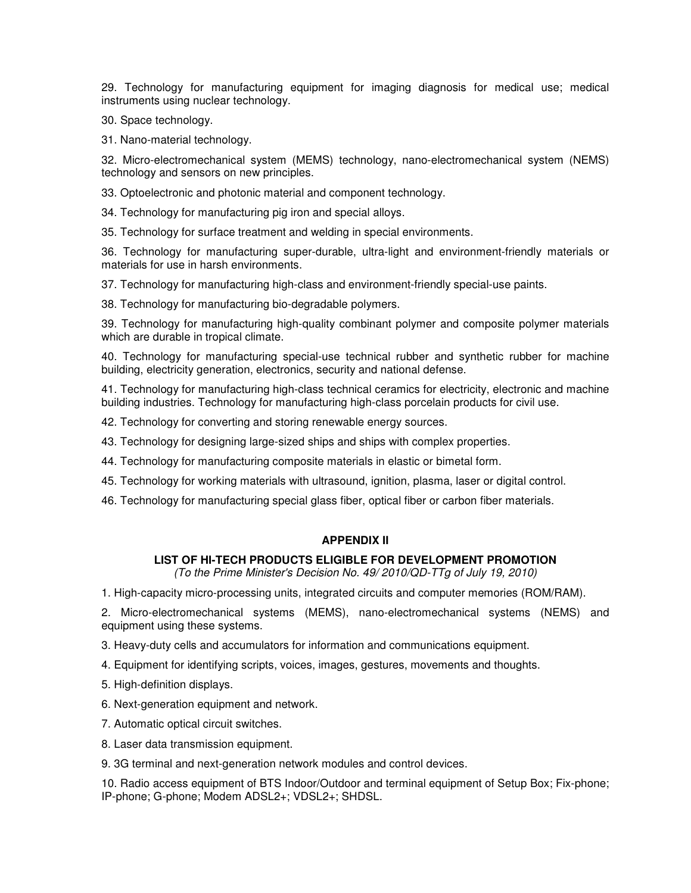29. Technology for manufacturing equipment for imaging diagnosis for medical use; medical instruments using nuclear technology.

30. Space technology.

31. Nano-material technology.

32. Micro-electromechanical system (MEMS) technology, nano-electromechanical system (NEMS) technology and sensors on new principles.

33. Optoelectronic and photonic material and component technology.

34. Technology for manufacturing pig iron and special alloys.

35. Technology for surface treatment and welding in special environments.

36. Technology for manufacturing super-durable, ultra-light and environment-friendly materials or materials for use in harsh environments.

37. Technology for manufacturing high-class and environment-friendly special-use paints.

38. Technology for manufacturing bio-degradable polymers.

39. Technology for manufacturing high-quality combinant polymer and composite polymer materials which are durable in tropical climate.

40. Technology for manufacturing special-use technical rubber and synthetic rubber for machine building, electricity generation, electronics, security and national defense.

41. Technology for manufacturing high-class technical ceramics for electricity, electronic and machine building industries. Technology for manufacturing high-class porcelain products for civil use.

42. Technology for converting and storing renewable energy sources.

43. Technology for designing large-sized ships and ships with complex properties.

44. Technology for manufacturing composite materials in elastic or bimetal form.

45. Technology for working materials with ultrasound, ignition, plasma, laser or digital control.

46. Technology for manufacturing special glass fiber, optical fiber or carbon fiber materials.

## APPENDIX II

### LIST OF HI-TECH PRODUCTS ELIGIBLE FOR DEVELOPMENT PROMOTION

*(To the Prime Minister's Decision No. 49/ 2010/QD-TTg of July 19, 2010)*

1. High-capacity micro-processing units, integrated circuits and computer memories (ROM/RAM).

2. Micro-electromechanical systems (MEMS), nano-electromechanical systems (NEMS) and equipment using these systems.

3. Heavy-duty cells and accumulators for information and communications equipment.

4. Equipment for identifying scripts, voices, images, gestures, movements and thoughts.

5. High-definition displays.

6. Next-generation equipment and network.

7. Automatic optical circuit switches.

8. Laser data transmission equipment.

9. 3G terminal and next-generation network modules and control devices.

10. Radio access equipment of BTS Indoor/Outdoor and terminal equipment of Setup Box; Fix-phone; IP-phone; G-phone; Modem ADSL2+; VDSL2+; SHDSL.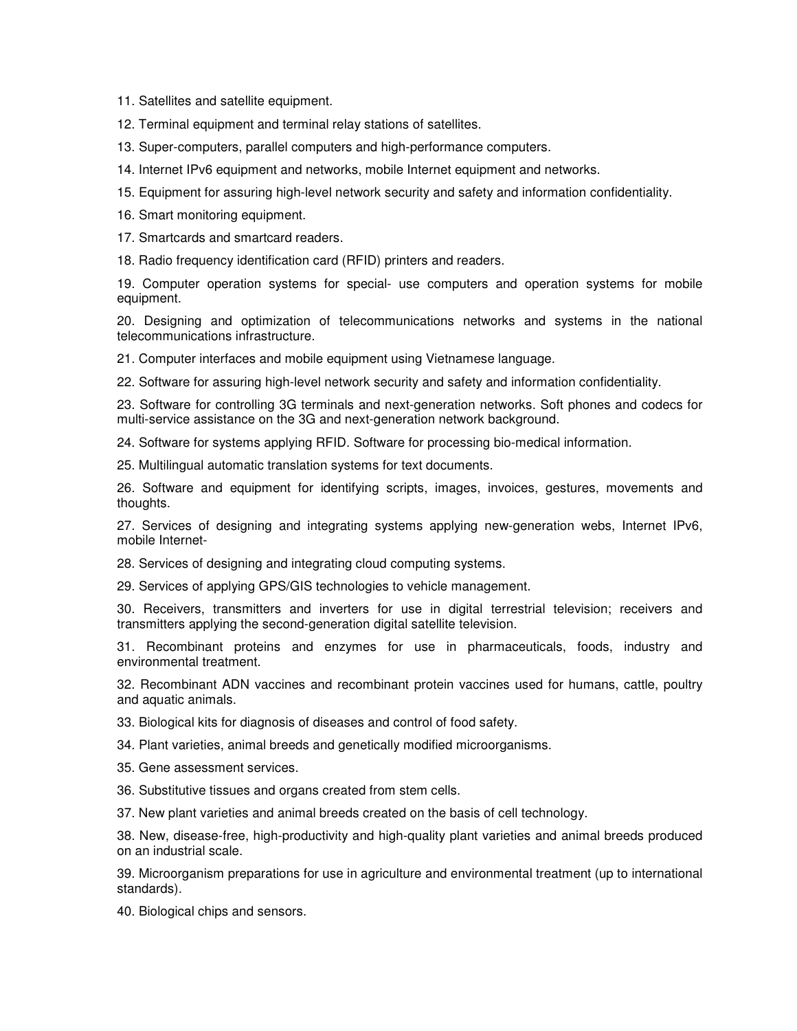11. Satellites and satellite equipment.

12. Terminal equipment and terminal relay stations of satellites.

13. Super-computers, parallel computers and high-performance computers.

14. Internet IPv6 equipment and networks, mobile Internet equipment and networks.

15. Equipment for assuring high-level network security and safety and information confidentiality.

16. Smart monitoring equipment.

17. Smartcards and smartcard readers.

18. Radio frequency identification card (RFID) printers and readers.

19. Computer operation systems for special- use computers and operation systems for mobile equipment.

20. Designing and optimization of telecommunications networks and systems in the national telecommunications infrastructure.

21. Computer interfaces and mobile equipment using Vietnamese language.

22. Software for assuring high-level network security and safety and information confidentiality.

23. Software for controlling 3G terminals and next-generation networks. Soft phones and codecs for multi-service assistance on the 3G and next-generation network background.

24. Software for systems applying RFID. Software for processing bio-medical information.

25. Multilingual automatic translation systems for text documents.

26. Software and equipment for identifying scripts, images, invoices, gestures, movements and thoughts.

27. Services of designing and integrating systems applying new-generation webs, Internet IPv6, mobile Internet-

28. Services of designing and integrating cloud computing systems.

29. Services of applying GPS/GIS technologies to vehicle management.

30. Receivers, transmitters and inverters for use in digital terrestrial television; receivers and transmitters applying the second-generation digital satellite television.

31. Recombinant proteins and enzymes for use in pharmaceuticals, foods, industry and environmental treatment.

32. Recombinant ADN vaccines and recombinant protein vaccines used for humans, cattle, poultry and aquatic animals.

33. Biological kits for diagnosis of diseases and control of food safety.

34. Plant varieties, animal breeds and genetically modified microorganisms.

35. Gene assessment services.

36. Substitutive tissues and organs created from stem cells.

37. New plant varieties and animal breeds created on the basis of cell technology.

38. New, disease-free, high-productivity and high-quality plant varieties and animal breeds produced on an industrial scale.

39. Microorganism preparations for use in agriculture and environmental treatment (up to international standards).

40. Biological chips and sensors.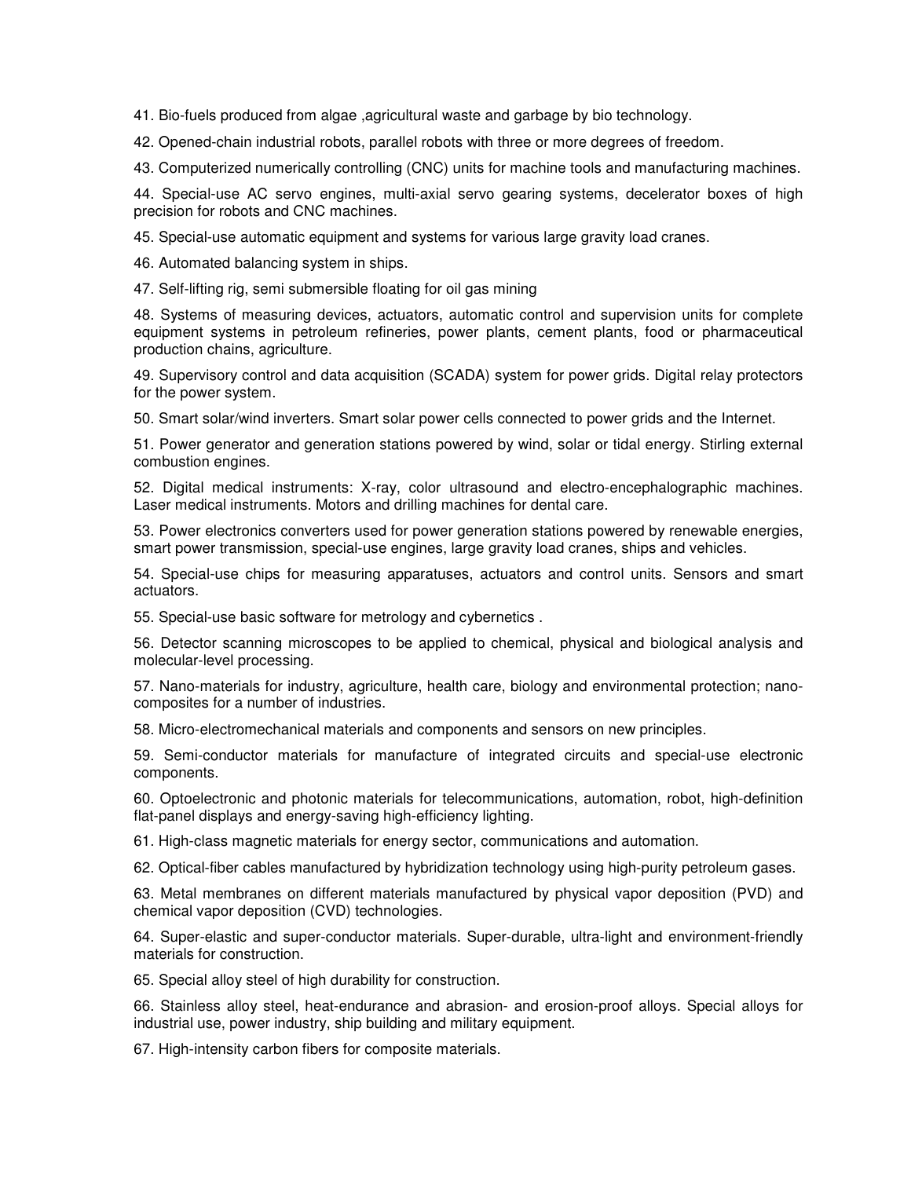41. Bio-fuels produced from algae ,agricultural waste and garbage by bio technology.

42. Opened-chain industrial robots, parallel robots with three or more degrees of freedom.

43. Computerized numerically controlling (CNC) units for machine tools and manufacturing machines.

44. Special-use AC servo engines, multi-axial servo gearing systems, decelerator boxes of high precision for robots and CNC machines.

45. Special-use automatic equipment and systems for various large gravity load cranes.

46. Automated balancing system in ships.

47. Self-lifting rig, semi submersible floating for oil gas mining

48. Systems of measuring devices, actuators, automatic control and supervision units for complete equipment systems in petroleum refineries, power plants, cement plants, food or pharmaceutical production chains, agriculture.

49. Supervisory control and data acquisition (SCADA) system for power grids. Digital relay protectors for the power system.

50. Smart solar/wind inverters. Smart solar power cells connected to power grids and the Internet.

51. Power generator and generation stations powered by wind, solar or tidal energy. Stirling external combustion engines.

52. Digital medical instruments: X-ray, color ultrasound and electro-encephalographic machines. Laser medical instruments. Motors and drilling machines for dental care.

53. Power electronics converters used for power generation stations powered by renewable energies, smart power transmission, special-use engines, large gravity load cranes, ships and vehicles.

54. Special-use chips for measuring apparatuses, actuators and control units. Sensors and smart actuators.

55. Special-use basic software for metrology and cybernetics .

56. Detector scanning microscopes to be applied to chemical, physical and biological analysis and molecular-level processing.

57. Nano-materials for industry, agriculture, health care, biology and environmental protection; nano-composites for a number of industries.

58. Micro-electromechanical materials and components and sensors on new principles.

59. Semi-conductor materials for manufacture of integrated circuits and special-use electronic components.

60. Optoelectronic and photonic materials for telecommunications, automation, robot, high-definition flat-panel displays and energy-saving high-efficiency lighting.

61. High-class magnetic materials for energy sector, communications and automation.

62. Optical-fiber cables manufactured by hybridization technology using high-purity petroleum gases.

63. Metal membranes on different materials manufactured by physical vapor deposition (PVD) and chemical vapor deposition (CVD) technologies.

64. Super-elastic and super-conductor materials. Super-durable, ultra-light and environment-friendly materials for construction.

65. Special alloy steel of high durability for construction.

66. Stainless alloy steel, heat-endurance and abrasion- and erosion-proof alloys. Special alloys for industrial use, power industry, ship building and military equipment.

67. High-intensity carbon fibers for composite materials.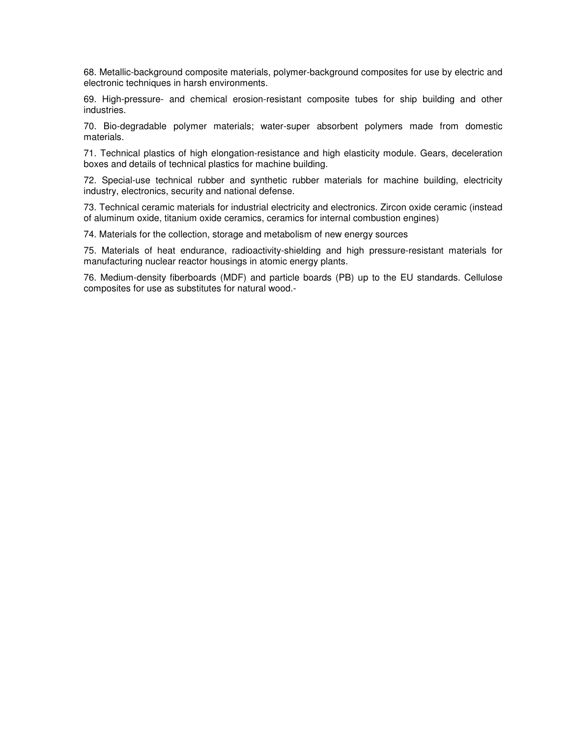68. Metallic-background composite materials, polymer-background composites for use by electric and electronic techniques in harsh environments.

69. High-pressure- and chemical erosion-resistant composite tubes for ship building and other industries.

70. Bio-degradable polymer materials; water-super absorbent polymers made from domestic materials.

71. Technical plastics of high elongation-resistance and high elasticity module. Gears, deceleration boxes and details of technical plastics for machine building.

72. Special-use technical rubber and synthetic rubber materials for machine building, electricity industry, electronics, security and national defense.

73. Technical ceramic materials for industrial electricity and electronics. Zircon oxide ceramic (instead of aluminum oxide, titanium oxide ceramics, ceramics for internal combustion engines)

74. Materials for the collection, storage and metabolism of new energy sources

75. Materials of heat endurance, radioactivity-shielding and high pressure-resistant materials for manufacturing nuclear reactor housings in atomic energy plants.

76. Medium-density fiberboards (MDF) and particle boards (PB) up to the EU standards. Cellulose composites for use as substitutes for natural wood.-